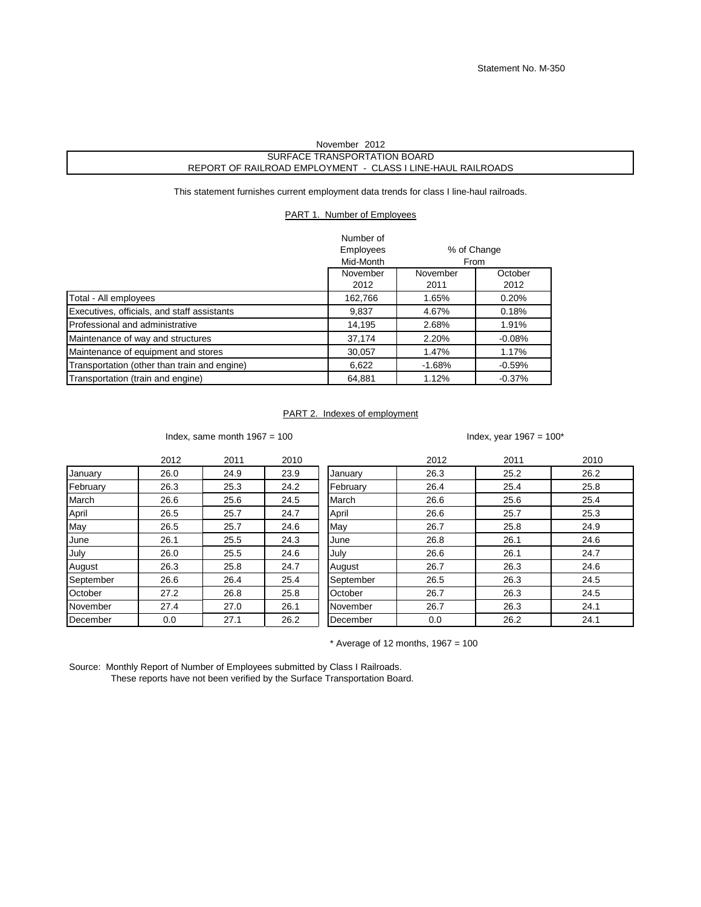Statement No. M-350

November 2012

SURFACE TRANSPORTATION BOARD

REPORT OF RAILROAD EMPLOYMENT - CLASS I LINE-HAUL RAILROADS

This statement furnishes current employment data trends for class I line-haul railroads.

## PART 1. Number of Employees

| | Number of Employees Mid-Month | % of Change From | |
|---|---|---|---|
| | November 2012 | November 2011 | October 2012 |
| Total - All employees | 162,766 | 1.65% | 0.20% |
| Executives, officials, and staff assistants | 9,837 | 4.67% | 0.18% |
| Professional and administrative | 14,195 | 2.68% | 1.91% |
| Maintenance of way and structures | 37,174 | 2.20% | -0.08% |
| Maintenance of equipment and stores | 30,057 | 1.47% | 1.17% |
| Transportation (other than train and engine) | 6,622 | -1.68% | -0.59% |
| Transportation (train and engine) | 64,881 | 1.12% | -0.37% |

## PART 2. Indexes of employment

Index, same month 1967 = 100

| | 2012 | 2011 | 2010 |
|---|---|---|---|
| January | 26.0 | 24.9 | 23.9 |
| February | 26.3 | 25.3 | 24.2 |
| March | 26.6 | 25.6 | 24.5 |
| April | 26.5 | 25.7 | 24.7 |
| May | 26.5 | 25.7 | 24.6 |
| June | 26.1 | 25.5 | 24.3 |
| July | 26.0 | 25.5 | 24.6 |
| August | 26.3 | 25.8 | 24.7 |
| September | 26.6 | 26.4 | 25.4 |
| October | 27.2 | 26.8 | 25.8 |
| November | 27.4 | 27.0 | 26.1 |
| December | 0.0 | 27.1 | 26.2 |

Index, year 1967 = 100*

| | 2012 | 2011 | 2010 |
|---|---|---|---|
| January | 26.3 | 25.2 | 26.2 |
| February | 26.4 | 25.4 | 25.8 |
| March | 26.6 | 25.6 | 25.4 |
| April | 26.6 | 25.7 | 25.3 |
| May | 26.7 | 25.8 | 24.9 |
| June | 26.8 | 26.1 | 24.6 |
| July | 26.6 | 26.1 | 24.7 |
| August | 26.7 | 26.3 | 24.6 |
| September | 26.5 | 26.3 | 24.5 |
| October | 26.7 | 26.3 | 24.5 |
| November | 26.7 | 26.3 | 24.1 |
| December | 0.0 | 26.2 | 24.1 |

\* Average of 12 months, 1967 = 100

Source: Monthly Report of Number of Employees submitted by Class I Railroads.
These reports have not been verified by the Surface Transportation Board.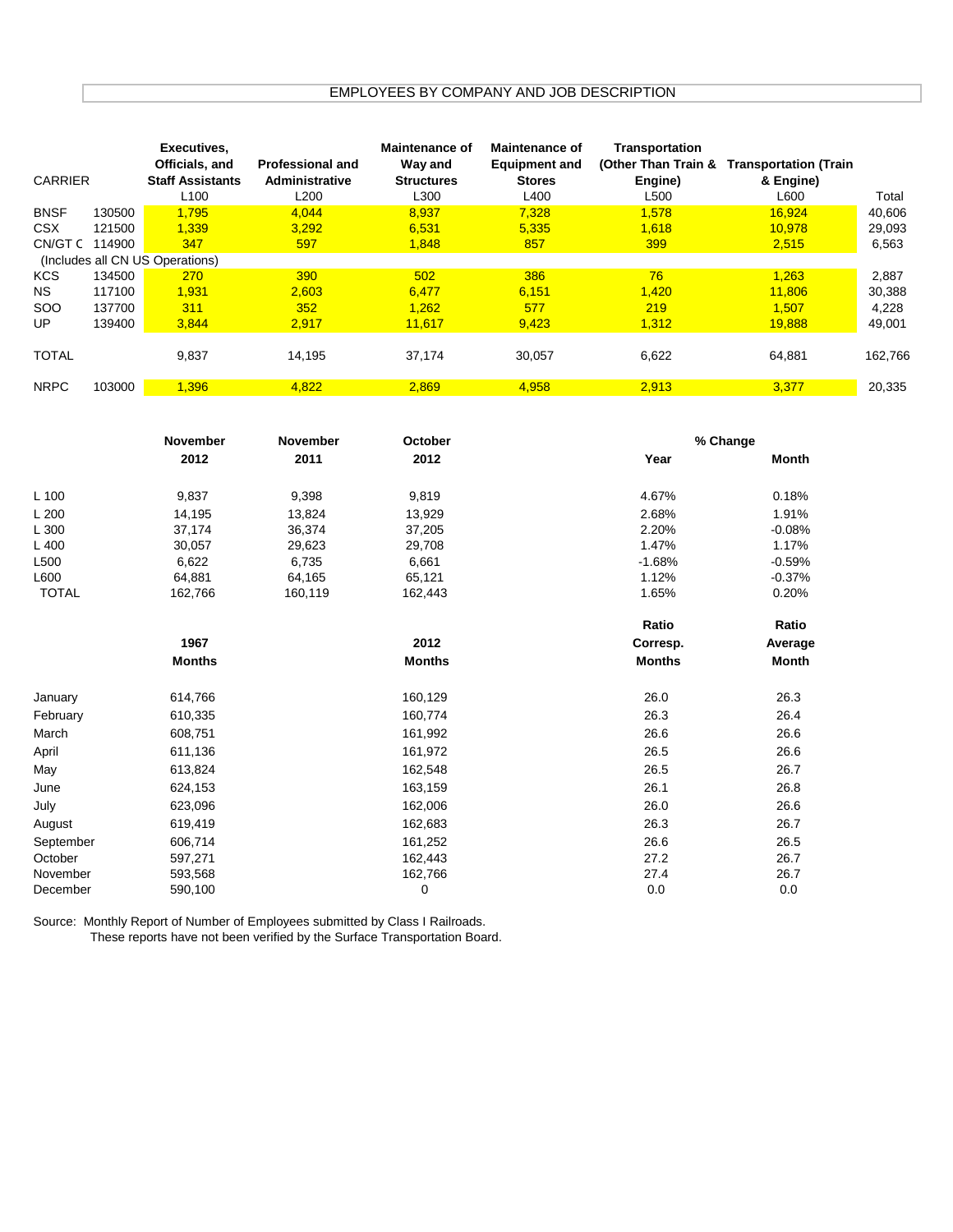## EMPLOYEES BY COMPANY AND JOB DESCRIPTION

| CARRIER | | Executives, Officials, and Staff Assistants | Professional and Administrative | Maintenance of Way and Structures | Maintenance of Equipment and Stores | Transportation (Other Than Train & Engine) | Transportation (Train & Engine) | |
|---|---|---|---|---|---|---|---|---|
| | | L100 | L200 | L300 | L400 | L500 | L600 | Total |
| BNSF | 130500 | 1,795 | 4,044 | 8,937 | 7,328 | 1,578 | 16,924 | 40,606 |
| CSX | 121500 | 1,339 | 3,292 | 6,531 | 5,335 | 1,618 | 10,978 | 29,093 |
| CN/GT C | 114900 | 347 | 597 | 1,848 | 857 | 399 | 2,515 | 6,563 |
| (Includes all CN US Operations) | | | | | | | | |
| KCS | 134500 | 270 | 390 | 502 | 386 | 76 | 1,263 | 2,887 |
| NS | 117100 | 1,931 | 2,603 | 6,477 | 6,151 | 1,420 | 11,806 | 30,388 |
| SOO | 137700 | 311 | 352 | 1,262 | 577 | 219 | 1,507 | 4,228 |
| UP | 139400 | 3,844 | 2,917 | 11,617 | 9,423 | 1,312 | 19,888 | 49,001 |
| TOTAL | | 9,837 | 14,195 | 37,174 | 30,057 | 6,622 | 64,881 | 162,766 |
| NRPC | 103000 | 1,396 | 4,822 | 2,869 | 4,958 | 2,913 | 3,377 | 20,335 |

| | November 2012 | November 2011 | October 2012 | % Change Year | % Change Month |
|---|---|---|---|---|---|
| L 100 | 9,837 | 9,398 | 9,819 | 4.67% | 0.18% |
| L 200 | 14,195 | 13,824 | 13,929 | 2.68% | 1.91% |
| L 300 | 37,174 | 36,374 | 37,205 | 2.20% | -0.08% |
| L 400 | 30,057 | 29,623 | 29,708 | 1.47% | 1.17% |
| L500 | 6,622 | 6,735 | 6,661 | -1.68% | -0.59% |
| L600 | 64,881 | 64,165 | 65,121 | 1.12% | -0.37% |
| TOTAL | 162,766 | 160,119 | 162,443 | 1.65% | 0.20% |

| | 1967 Months | 2012 Months | Ratio Corresp. Months | Ratio Average Month |
|---|---|---|---|---|
| January | 614,766 | 160,129 | 26.0 | 26.3 |
| February | 610,335 | 160,774 | 26.3 | 26.4 |
| March | 608,751 | 161,992 | 26.6 | 26.6 |
| April | 611,136 | 161,972 | 26.5 | 26.6 |
| May | 613,824 | 162,548 | 26.5 | 26.7 |
| June | 624,153 | 163,159 | 26.1 | 26.8 |
| July | 623,096 | 162,006 | 26.0 | 26.6 |
| August | 619,419 | 162,683 | 26.3 | 26.7 |
| September | 606,714 | 161,252 | 26.6 | 26.5 |
| October | 597,271 | 162,443 | 27.2 | 26.7 |
| November | 593,568 | 162,766 | 27.4 | 26.7 |
| December | 590,100 | 0 | 0.0 | 0.0 |

Source: Monthly Report of Number of Employees submitted by Class I Railroads.
These reports have not been verified by the Surface Transportation Board.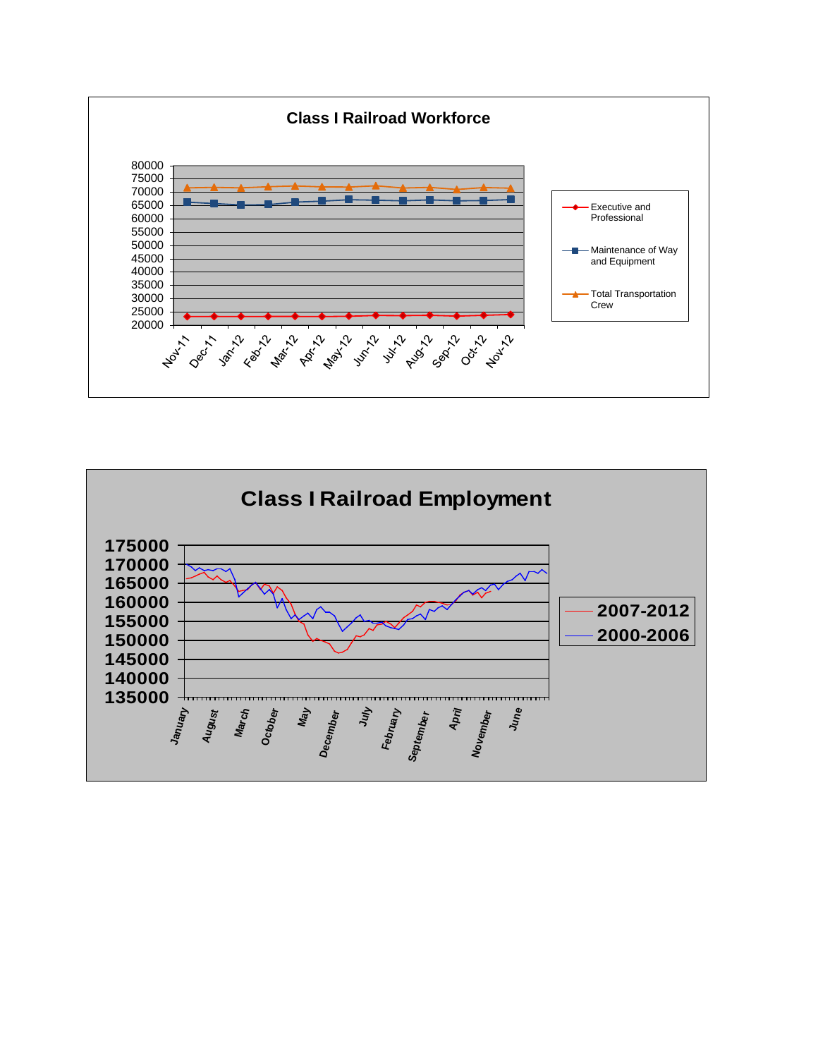## Class I Railroad Workforce

80000
75000
70000
65000
60000
55000
50000
45000
40000
35000
30000
25000
20000

Nov-11 Dec-11 Jan-12 Feb-12 Mar-12 Apr-12 May-12 Jun-12 Jul-12 Aug-12 Sep-12 Oct-12 Nov-12

Executive and Professional

Maintenance of Way and Equipment

Total Transportation Crew

## Class I Railroad Employment

175000
170000
165000
160000
155000
150000
145000
140000
135000

January August March October May December July February September April November June

2007-2012

2000-2006